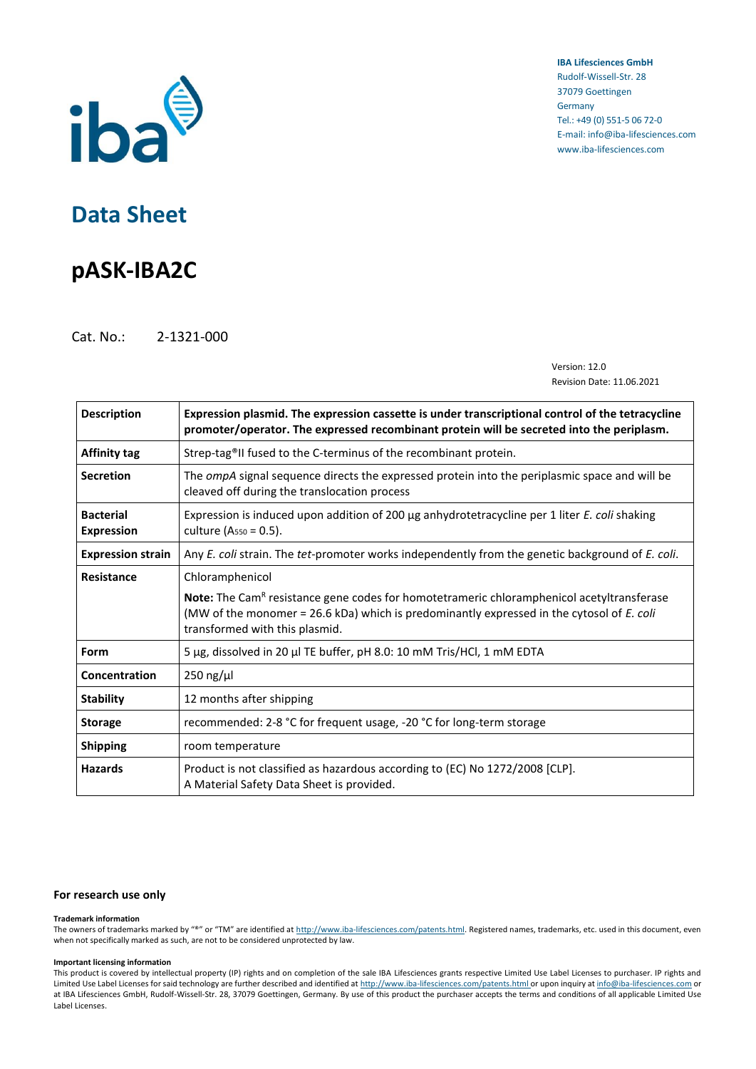IBA Lifesciences GmbH
Rudolf-Wissell-Str. 28
37079 Goettingen
Germany
Tel.: +49 (0) 551-5 06 72-0
E-mail: info@iba-lifesciences.com
www.iba-lifesciences.com

# Data Sheet

# pASK-IBA2C

Cat. No.: 2-1321-000

Version: 12.0
Revision Date: 11.06.2021

| | |
|---|---|
| **Description** | **Expression plasmid. The expression cassette is under transcriptional control of the tetracycline promoter/operator. The expressed recombinant protein will be secreted into the periplasm.** |
| **Affinity tag** | Strep-tag®II fused to the C-terminus of the recombinant protein. |
| **Secretion** | The *ompA* signal sequence directs the expressed protein into the periplasmic space and will be cleaved off during the translocation process |
| **Bacterial Expression** | Expression is induced upon addition of 200 µg anhydrotetracycline per 1 liter *E. coli* shaking culture ($A_{550}$ = 0.5). |
| **Expression strain** | Any *E. coli* strain. The *tet*-promoter works independently from the genetic background of *E. coli*. |
| **Resistance** | Chloramphenicol<br><br>**Note:** The $Cam^R$ resistance gene codes for homotetrameric chloramphenicol acetyltransferase (MW of the monomer = 26.6 kDa) which is predominantly expressed in the cytosol of *E. coli* transformed with this plasmid. |
| **Form** | 5 µg, dissolved in 20 µl TE buffer, pH 8.0: 10 mM Tris/HCl, 1 mM EDTA |
| **Concentration** | 250 ng/µl |
| **Stability** | 12 months after shipping |
| **Storage** | recommended: 2-8 °C for frequent usage, -20 °C for long-term storage |
| **Shipping** | room temperature |
| **Hazards** | Product is not classified as hazardous according to (EC) No 1272/2008 [CLP].<br>A Material Safety Data Sheet is provided. |

**For research use only**

**Trademark information**

The owners of trademarks marked by "®" or "TM" are identified at http://www.iba-lifesciences.com/patents.html. Registered names, trademarks, etc. used in this document, even when not specifically marked as such, are not to be considered unprotected by law.

**Important licensing information**

This product is covered by intellectual property (IP) rights and on completion of the sale IBA Lifesciences grants respective Limited Use Label Licenses to purchaser. IP rights and Limited Use Label Licenses for said technology are further described and identified at http://www.iba-lifesciences.com/patents.html or upon inquiry at info@iba-lifesciences.com or at IBA Lifesciences GmbH, Rudolf-Wissell-Str. 28, 37079 Goettingen, Germany. By use of this product the purchaser accepts the terms and conditions of all applicable Limited Use Label Licenses.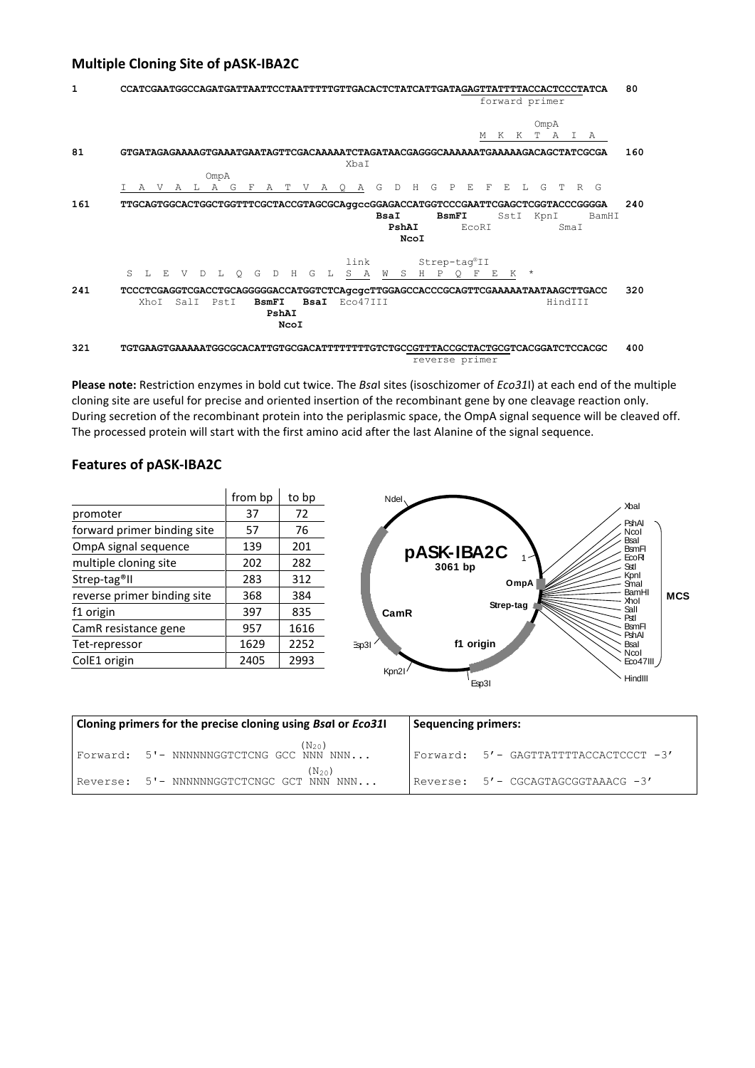## Multiple Cloning Site of pASK-IBA2C

```
1    CCATCGAATGGCCAGATGATTAATTCCTAATTTTTGTTGACACTCTATCATTGATAGAGTTATTTTACCACTCCCTATCA   80
                                                                   forward primer

                                                                         OmpA
                                                                M  K  K  T  A  I  A
81   GTGATAGAGAAAAGTGAAATGAATAGTTCGACAAAAATCTAGATAACGAGGGCAAAAAATGAAAAAGACAGCTATCGCGA  160
                                          XbaI

          OmpA
I  A  V  A  L  A  G  F  A  T  V  A  Q  A  G  D  H  G  P  E  F  E  L  G  T  R  G
161  TTGCAGTGGCACTGGCTGGTTTCGCTACCGTAGCGCAggccGGAGACCATGGTCCCGAATTCGAGCTCGGTACCCGGGGA  240
                                              BsaI      BsmFI     SstI  KpnI     BamHI
                                               PshAI        EcoRI           SmaI
                                                NcoI

                                          link         Strep-tag®II
S  L  E  V  D  L  Q  G  D  H  G  L  S  A  W  S  H  P  Q  F  E  K  *
241  TCCCTCGAGGTCGACCTGCAGGGGGACCATGGTCTCAgcgcTTGGAGCCACCCGCAGTTCGAAAAATAATAAGCTTGACC  320
        XhoI  SalI  PstI   BsmFI    BsaI  Eco47III                        HindIII
                              PshAI
                               NcoI

321  TGTGAAGTGAAAAATGGCGCACATTGTGCGACATTTTTTTTGTCTGCCGTTTACCGCTACTGCGTCACGGATCTCCACGC  400
                                                              reverse primer
```

**Please note:** Restriction enzymes in bold cut twice. The *Bsa*I sites (isoschizomer of *Eco31*I) at each end of the multiple cloning site are useful for precise and oriented insertion of the recombinant gene by one cleavage reaction only. During secretion of the recombinant protein into the periplasmic space, the OmpA signal sequence will be cleaved off. The processed protein will start with the first amino acid after the last Alanine of the signal sequence.

## Features of pASK-IBA2C

| | from bp | to bp |
|---|---|---|
| promoter | 37 | 72 |
| forward primer binding site | 57 | 76 |
| OmpA signal sequence | 139 | 201 |
| multiple cloning site | 202 | 282 |
| Strep-tag®II | 283 | 312 |
| reverse primer binding site | 368 | 384 |
| f1 origin | 397 | 835 |
| CamR resistance gene | 957 | 1616 |
| Tet-repressor | 1629 | 2252 |
| ColE1 origin | 2405 | 2993 |

pASK-IBA2C
3061 bp
NdeI
1
OmpA
Strep-tag
CamR
f1 origin
Esp3I
Kpn2I
Esp3I
XbaI
PshAI
NcoI
BsaI
BsmFI
EcoRI
SstI
KpnI
SmaI
BamHI
XhoI
SalI
PstI
BsmFI
PshAI
BsaI
NcoI
Eco47III
HindIII
MCS

| Cloning primers for the precise cloning using *Bsa*I or *Eco31*I | Sequencing primers: |
|---|---|
| Forward: 5'- NNNNNNGGTCTCNG GCC NNN NNN... ($N_{20}$) | Forward: 5'- GAGTTATTTTACCACTCCCT -3' |
| Reverse: 5'- NNNNNNGGTCTCNGC GCT NNN NNN... ($N_{20}$) | Reverse: 5'- CGCAGTAGCGGTAAACG -3' |